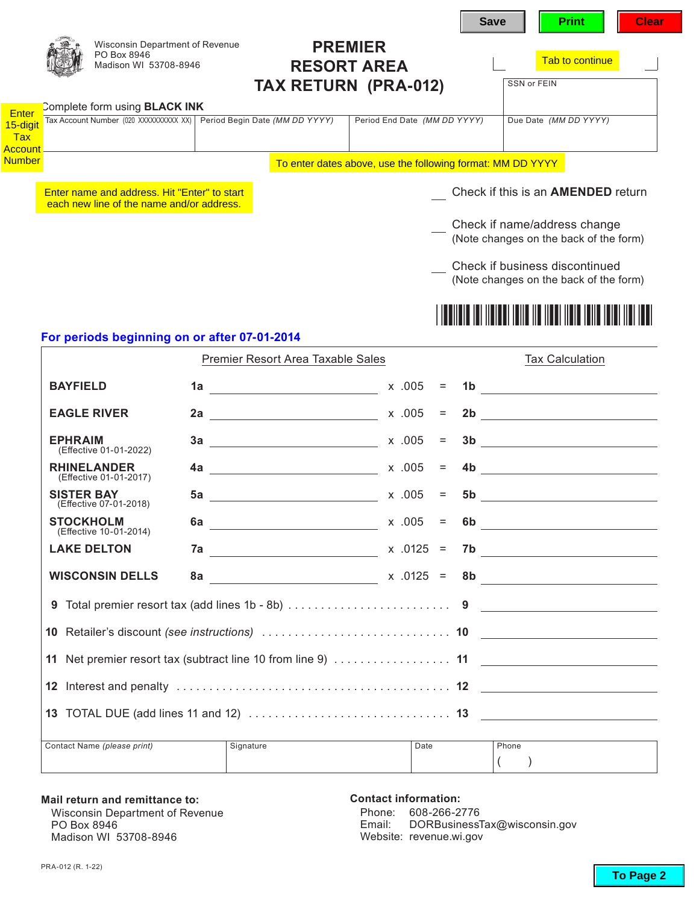Save Print Clear

Wisconsin Department of Revenue
PO Box 8946
Madison WI 53708-8946

# PREMIER RESORT AREA TAX RETURN (PRA-012)

Tab to continue

SSN or FEIN

Complete form using **BLACK INK**

Enter 15-digit Tax Account Number

| Tax Account Number (020 XXXXXXXXXX XX) | Period Begin Date *(MM DD YYYY)* | Period End Date *(MM DD YYYY)* | Due Date *(MM DD YYYY)* |
|---|---|---|---|
| | | | |

To enter dates above, use the following format: MM DD YYYY

Enter name and address. Hit "Enter" to start each new line of the name and/or address.

___ Check if this is an **AMENDED** return

___ Check if name/address change
(Note changes on the back of the form)

___ Check if business discontinued
(Note changes on the back of the form)

**For periods beginning on or after 07-01-2014**

| | | Premier Resort Area Taxable Sales | | | | Tax Calculation |
|---|---|---|---|---|---|---|
| **BAYFIELD** | 1a | ______ | x .005 | = | 1b | ______ |
| **EAGLE RIVER** | 2a | ______ | x .005 | = | 2b | ______ |
| **EPHRAIM** (Effective 01-01-2022) | 3a | ______ | x .005 | = | 3b | ______ |
| **RHINELANDER** (Effective 01-01-2017) | 4a | ______ | x .005 | = | 4b | ______ |
| **SISTER BAY** (Effective 07-01-2018) | 5a | ______ | x .005 | = | 5b | ______ |
| **STOCKHOLM** (Effective 10-01-2014) | 6a | ______ | x .005 | = | 6b | ______ |
| **LAKE DELTON** | 7a | ______ | x .0125 | = | 7b | ______ |
| **WISCONSIN DELLS** | 8a | ______ | x .0125 | = | 8b | ______ |

9 Total premier resort tax (add lines 1b - 8b) . . . . . . . . . . . . . . . . . . . . . . . . . . 9 ______

10 Retailer's discount *(see instructions)* . . . . . . . . . . . . . . . . . . . . . . . . . . . . . 10 ______

11 Net premier resort tax (subtract line 10 from line 9) . . . . . . . . . . . . . . . . . . 11 ______

12 Interest and penalty . . . . . . . . . . . . . . . . . . . . . . . . . . . . . . . . . . . . . . . . 12 ______

13 TOTAL DUE (add lines 11 and 12) . . . . . . . . . . . . . . . . . . . . . . . . . . . . . . . 13 ______

| Contact Name *(please print)* | Signature | Date | Phone |
|---|---|---|---|
| | | | ( ) |

**Mail return and remittance to:**
Wisconsin Department of Revenue
PO Box 8946
Madison WI 53708-8946

**Contact information:**
Phone: 608-266-2776
Email: DORBusinessTax@wisconsin.gov
Website: revenue.wi.gov

PRA-012 (R. 1-22)

To Page 2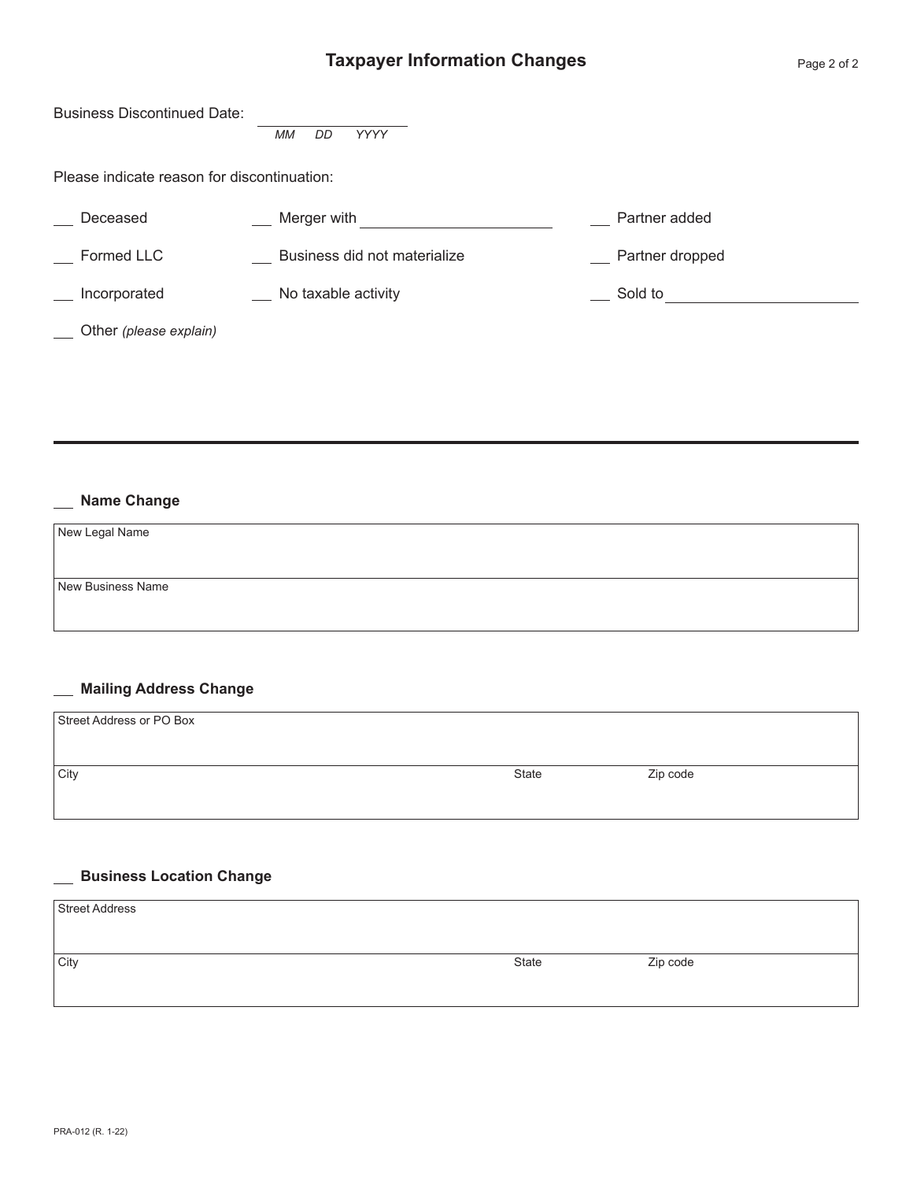# Taxpayer Information Changes

Business Discontinued Date: ______________

MM DD YYYY

Please indicate reason for discontinuation:

| | | |
|---|---|---|
| ___ Deceased | ___ Merger with ______________ | ___ Partner added |
| ___ Formed LLC | ___ Business did not materialize | ___ Partner dropped |
| ___ Incorporated | ___ No taxable activity | ___ Sold to ______________ |
| ___ Other *(please explain)* | | |

---

## ___ Name Change

| |
|---|
| New Legal Name |
| New Business Name |

## ___ Mailing Address Change

| | | |
|---|---|---|
| Street Address or PO Box | | |
| City | State | Zip code |

## ___ Business Location Change

| | | |
|---|---|---|
| Street Address | | |
| City | State | Zip code |

PRA-012 (R. 1-22)